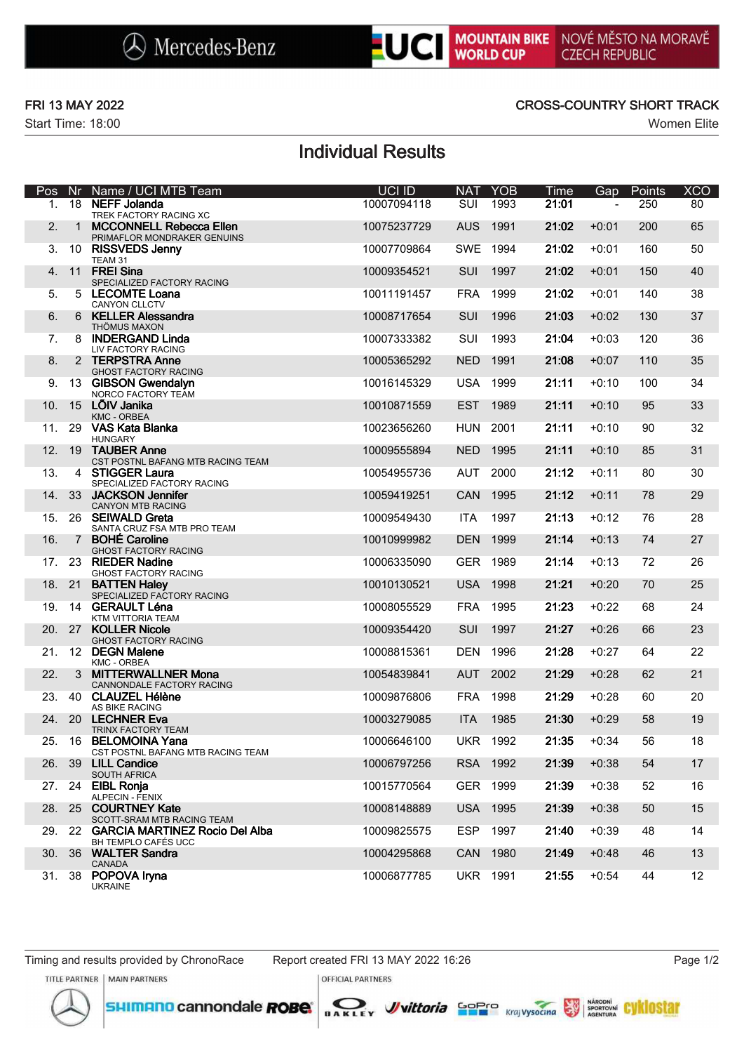Mercedes-Benz | UCI MOUNTAIN BIKE WORLD CUP | NOVÉ MĚSTO NA MORAVĚ CZECH REPUBLIC

FRI 13 MAY 2022

Start Time: 18:00

CROSS-COUNTRY SHORT TRACK

Women Elite

# Individual Results

| Pos | Nr | Name / UCI MTB Team | UCI ID | NAT | YOB | Time | Gap | Points | XCO |
|---|---|---|---|---|---|---|---|---|---|
| 1. | 18 | **NEFF Jolanda** TREK FACTORY RACING XC | 10007094118 | SUI | 1993 | **21:01** | - | 250 | 80 |
| 2. | 1 | **MCCONNELL Rebecca Ellen** PRIMAFLOR MONDRAKER GENUINS | 10075237729 | AUS | 1991 | **21:02** | +0:01 | 200 | 65 |
| 3. | 10 | **RISSVEDS Jenny** TEAM 31 | 10007709864 | SWE | 1994 | **21:02** | +0:01 | 160 | 50 |
| 4. | 11 | **FREI Sina** SPECIALIZED FACTORY RACING | 10009354521 | SUI | 1997 | **21:02** | +0:01 | 150 | 40 |
| 5. | 5 | **LECOMTE Loana** CANYON CLLCTV | 10011191457 | FRA | 1999 | **21:02** | +0:01 | 140 | 38 |
| 6. | 6 | **KELLER Alessandra** THÖMUS MAXON | 10008717654 | SUI | 1996 | **21:03** | +0:02 | 130 | 37 |
| 7. | 8 | **INDERGAND Linda** LIV FACTORY RACING | 10007333382 | SUI | 1993 | **21:04** | +0:03 | 120 | 36 |
| 8. | 2 | **TERPSTRA Anne** GHOST FACTORY RACING | 10005365292 | NED | 1991 | **21:08** | +0:07 | 110 | 35 |
| 9. | 13 | **GIBSON Gwendalyn** NORCO FACTORY TEAM | 10016145329 | USA | 1999 | **21:11** | +0:10 | 100 | 34 |
| 10. | 15 | **LÕIV Janika** KMC - ORBEA | 10010871559 | EST | 1989 | **21:11** | +0:10 | 95 | 33 |
| 11. | 29 | **VAS Kata Blanka** HUNGARY | 10023656260 | HUN | 2001 | **21:11** | +0:10 | 90 | 32 |
| 12. | 19 | **TAUBER Anne** CST POSTNL BAFANG MTB RACING TEAM | 10009555894 | NED | 1995 | **21:11** | +0:10 | 85 | 31 |
| 13. | 4 | **STIGGER Laura** SPECIALIZED FACTORY RACING | 10054955736 | AUT | 2000 | **21:12** | +0:11 | 80 | 30 |
| 14. | 33 | **JACKSON Jennifer** CANYON MTB RACING | 10059419251 | CAN | 1995 | **21:12** | +0:11 | 78 | 29 |
| 15. | 26 | **SEIWALD Greta** SANTA CRUZ FSA MTB PRO TEAM | 10009549430 | ITA | 1997 | **21:13** | +0:12 | 76 | 28 |
| 16. | 7 | **BOHÉ Caroline** GHOST FACTORY RACING | 10010999982 | DEN | 1999 | **21:14** | +0:13 | 74 | 27 |
| 17. | 23 | **RIEDER Nadine** GHOST FACTORY RACING | 10006335090 | GER | 1989 | **21:14** | +0:13 | 72 | 26 |
| 18. | 21 | **BATTEN Haley** SPECIALIZED FACTORY RACING | 10010130521 | USA | 1998 | **21:21** | +0:20 | 70 | 25 |
| 19. | 14 | **GERAULT Léna** KTM VITTORIA TEAM | 10008055529 | FRA | 1995 | **21:23** | +0:22 | 68 | 24 |
| 20. | 27 | **KOLLER Nicole** GHOST FACTORY RACING | 10009354420 | SUI | 1997 | **21:27** | +0:26 | 66 | 23 |
| 21. | 12 | **DEGN Malene** KMC - ORBEA | 10008815361 | DEN | 1996 | **21:28** | +0:27 | 64 | 22 |
| 22. | 3 | **MITTERWALLNER Mona** CANNONDALE FACTORY RACING | 10054839841 | AUT | 2002 | **21:29** | +0:28 | 62 | 21 |
| 23. | 40 | **CLAUZEL Hélène** AS BIKE RACING | 10009876806 | FRA | 1998 | **21:29** | +0:28 | 60 | 20 |
| 24. | 20 | **LECHNER Eva** TRINX FACTORY TEAM | 10003279085 | ITA | 1985 | **21:30** | +0:29 | 58 | 19 |
| 25. | 16 | **BELOMOINA Yana** CST POSTNL BAFANG MTB RACING TEAM | 10006646100 | UKR | 1992 | **21:35** | +0:34 | 56 | 18 |
| 26. | 39 | **LILL Candice** SOUTH AFRICA | 10006797256 | RSA | 1992 | **21:39** | +0:38 | 54 | 17 |
| 27. | 24 | **EIBL Ronja** ALPECIN - FENIX | 10015770564 | GER | 1999 | **21:39** | +0:38 | 52 | 16 |
| 28. | 25 | **COURTNEY Kate** SCOTT-SRAM MTB RACING TEAM | 10008148889 | USA | 1995 | **21:39** | +0:38 | 50 | 15 |
| 29. | 22 | **GARCIA MARTINEZ Rocio Del Alba** BH TEMPLO CAFÉS UCC | 10009825575 | ESP | 1997 | **21:40** | +0:39 | 48 | 14 |
| 30. | 36 | **WALTER Sandra** CANADA | 10004295868 | CAN | 1980 | **21:49** | +0:48 | 46 | 13 |
| 31. | 38 | **POPOVA Iryna** UKRAINE | 10006877785 | UKR | 1991 | **21:55** | +0:54 | 44 | 12 |

Timing and results provided by ChronoRace

Report created FRI 13 MAY 2022 16:26

TITLE PARTNER | MAIN PARTNERS | OFFICIAL PARTNERS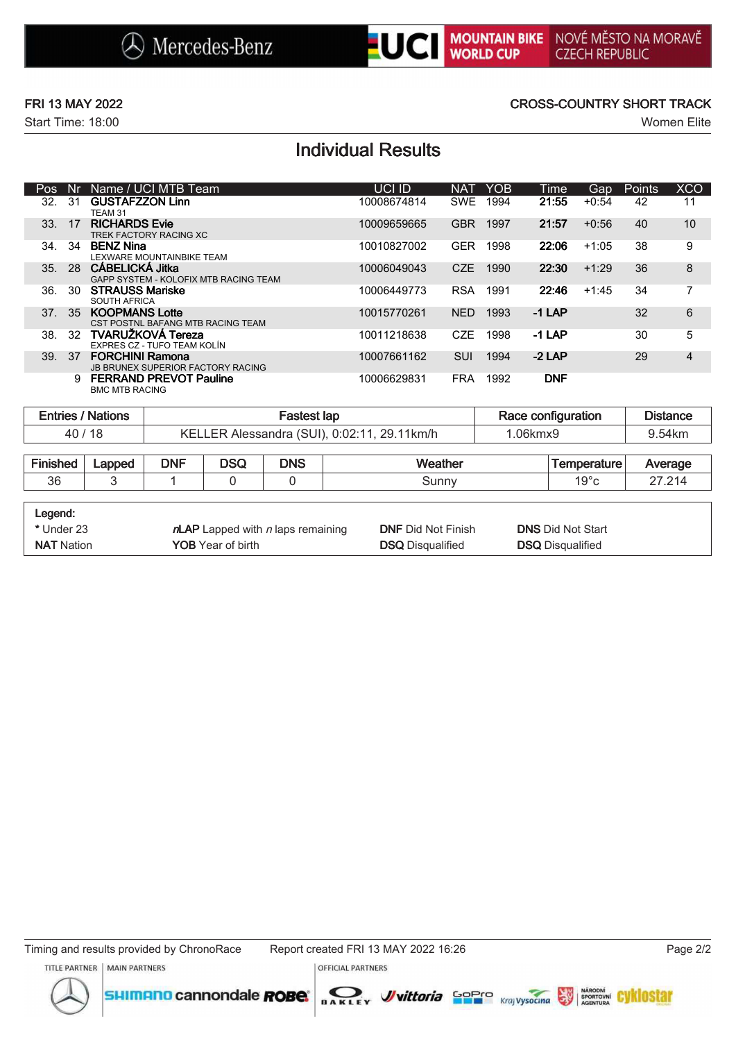FRI 13 MAY 2022
Start Time: 18:00

CROSS-COUNTRY SHORT TRACK
Women Elite

# Individual Results

| Pos | Nr | Name / UCI MTB Team | UCI ID | NAT | YOB | Time | Gap | Points | XCO |
|---|---|---|---|---|---|---|---|---|---|
| 32. | 31 | **GUSTAFZZON Linn**<br>TEAM 31 | 10008674814 | SWE | 1994 | **21:55** | +0:54 | 42 | 11 |
| 33. | 17 | **RICHARDS Evie**<br>TREK FACTORY RACING XC | 10009659665 | GBR | 1997 | **21:57** | +0:56 | 40 | 10 |
| 34. | 34 | **BENZ Nina**<br>LEXWARE MOUNTAINBIKE TEAM | 10010827002 | GER | 1998 | **22:06** | +1:05 | 38 | 9 |
| 35. | 28 | **CÁBELICKÁ Jitka**<br>GAPP SYSTEM - KOLOFIX MTB RACING TEAM | 10006049043 | CZE | 1990 | **22:30** | +1:29 | 36 | 8 |
| 36. | 30 | **STRAUSS Mariske**<br>SOUTH AFRICA | 10006449773 | RSA | 1991 | **22:46** | +1:45 | 34 | 7 |
| 37. | 35 | **KOOPMANS Lotte**<br>CST POSTNL BAFANG MTB RACING TEAM | 10015770261 | NED | 1993 | **-1 LAP** | | 32 | 6 |
| 38. | 32 | **TVARUŽKOVÁ Tereza**<br>EXPRES CZ - TUFO TEAM KOLÍN | 10011218638 | CZE | 1998 | **-1 LAP** | | 30 | 5 |
| 39. | 37 | **FORCHINI Ramona**<br>JB BRUNEX SUPERIOR FACTORY RACING | 10007661162 | SUI | 1994 | **-2 LAP** | | 29 | 4 |
| | 9 | **FERRAND PREVOT Pauline**<br>BMC MTB RACING | 10006629831 | FRA | 1992 | **DNF** | | | |

| Entries / Nations | Fastest lap | Race configuration | Distance |
|---|---|---|---|
| 40 / 18 | KELLER Alessandra (SUI), 0:02:11, 29.11km/h | 1.06kmx9 | 9.54km |

| Finished | Lapped | DNF | DSQ | DNS | Weather | Temperature | Average |
|---|---|---|---|---|---|---|---|
| 36 | 3 | 1 | 0 | 0 | Sunny | 19°c | 27.214 |

**Legend:**

| | | | |
|---|---|---|---|
| * Under 23 | ***n*LAP** Lapped with *n* laps remaining | **DNF** Did Not Finish | **DNS** Did Not Start |
| **NAT** Nation | **YOB** Year of birth | **DSQ** Disqualified | **DSQ** Disqualified |

Timing and results provided by ChronoRace    Report created FRI 13 MAY 2022 16:26